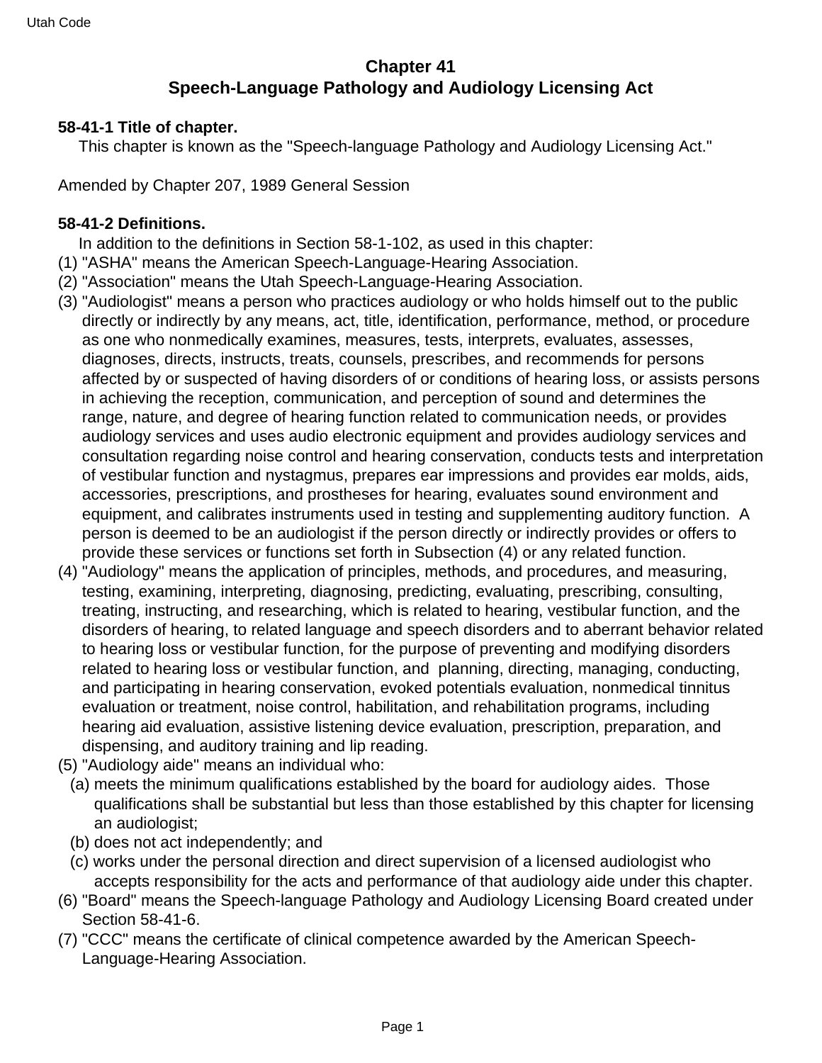# Chapter 41
# Speech-Language Pathology and Audiology Licensing Act

### 58-41-1 Title of chapter.

This chapter is known as the "Speech-language Pathology and Audiology Licensing Act."

Amended by Chapter 207, 1989 General Session

### 58-41-2 Definitions.

In addition to the definitions in Section 58-1-102, as used in this chapter:

(1) "ASHA" means the American Speech-Language-Hearing Association.

(2) "Association" means the Utah Speech-Language-Hearing Association.

(3) "Audiologist" means a person who practices audiology or who holds himself out to the public directly or indirectly by any means, act, title, identification, performance, method, or procedure as one who nonmedically examines, measures, tests, interprets, evaluates, assesses, diagnoses, directs, instructs, treats, counsels, prescribes, and recommends for persons affected by or suspected of having disorders of or conditions of hearing loss, or assists persons in achieving the reception, communication, and perception of sound and determines the range, nature, and degree of hearing function related to communication needs, or provides audiology services and uses audio electronic equipment and provides audiology services and consultation regarding noise control and hearing conservation, conducts tests and interpretation of vestibular function and nystagmus, prepares ear impressions and provides ear molds, aids, accessories, prescriptions, and prostheses for hearing, evaluates sound environment and equipment, and calibrates instruments used in testing and supplementing auditory function. A person is deemed to be an audiologist if the person directly or indirectly provides or offers to provide these services or functions set forth in Subsection (4) or any related function.

(4) "Audiology" means the application of principles, methods, and procedures, and measuring, testing, examining, interpreting, diagnosing, predicting, evaluating, prescribing, consulting, treating, instructing, and researching, which is related to hearing, vestibular function, and the disorders of hearing, to related language and speech disorders and to aberrant behavior related to hearing loss or vestibular function, for the purpose of preventing and modifying disorders related to hearing loss or vestibular function, and planning, directing, managing, conducting, and participating in hearing conservation, evoked potentials evaluation, nonmedical tinnitus evaluation or treatment, noise control, habilitation, and rehabilitation programs, including hearing aid evaluation, assistive listening device evaluation, prescription, preparation, and dispensing, and auditory training and lip reading.

(5) "Audiology aide" means an individual who:

  (a) meets the minimum qualifications established by the board for audiology aides. Those qualifications shall be substantial but less than those established by this chapter for licensing an audiologist;

  (b) does not act independently; and

  (c) works under the personal direction and direct supervision of a licensed audiologist who accepts responsibility for the acts and performance of that audiology aide under this chapter.

(6) "Board" means the Speech-language Pathology and Audiology Licensing Board created under Section 58-41-6.

(7) "CCC" means the certificate of clinical competence awarded by the American Speech-Language-Hearing Association.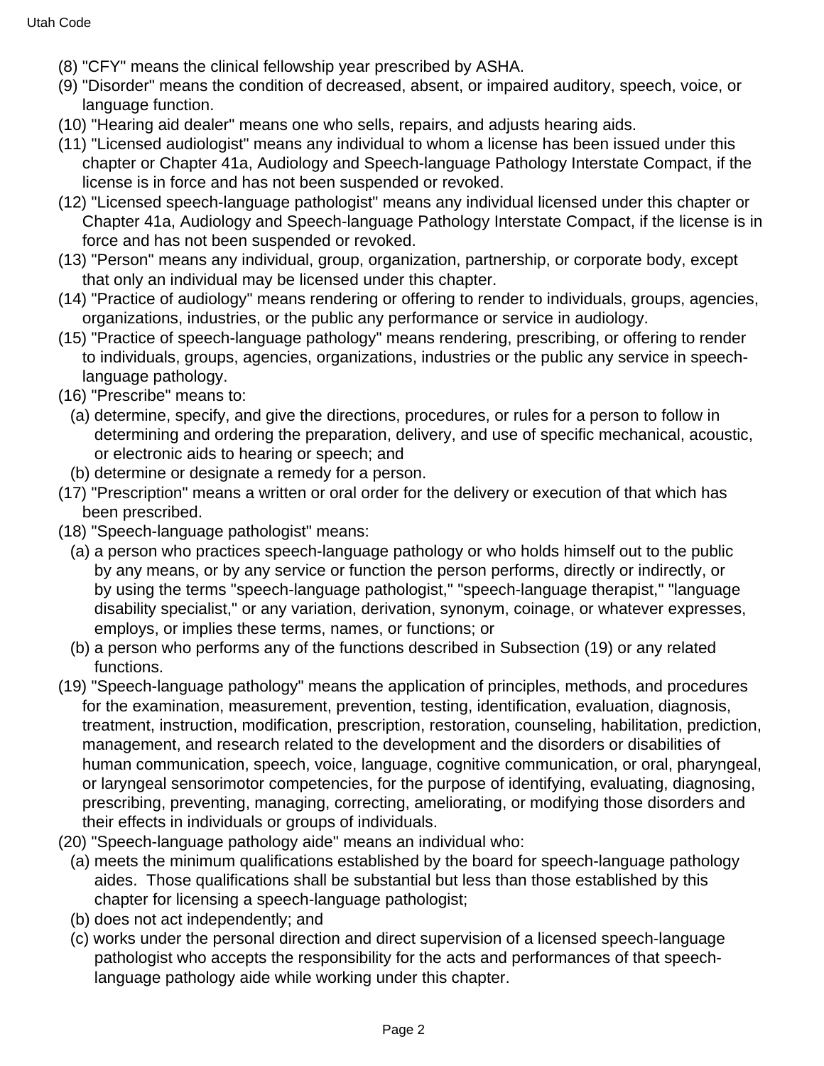(8) "CFY" means the clinical fellowship year prescribed by ASHA.

(9) "Disorder" means the condition of decreased, absent, or impaired auditory, speech, voice, or language function.

(10) "Hearing aid dealer" means one who sells, repairs, and adjusts hearing aids.

(11) "Licensed audiologist" means any individual to whom a license has been issued under this chapter or Chapter 41a, Audiology and Speech-language Pathology Interstate Compact, if the license is in force and has not been suspended or revoked.

(12) "Licensed speech-language pathologist" means any individual licensed under this chapter or Chapter 41a, Audiology and Speech-language Pathology Interstate Compact, if the license is in force and has not been suspended or revoked.

(13) "Person" means any individual, group, organization, partnership, or corporate body, except that only an individual may be licensed under this chapter.

(14) "Practice of audiology" means rendering or offering to render to individuals, groups, agencies, organizations, industries, or the public any performance or service in audiology.

(15) "Practice of speech-language pathology" means rendering, prescribing, or offering to render to individuals, groups, agencies, organizations, industries or the public any service in speech-language pathology.

(16) "Prescribe" means to:

  (a) determine, specify, and give the directions, procedures, or rules for a person to follow in determining and ordering the preparation, delivery, and use of specific mechanical, acoustic, or electronic aids to hearing or speech; and

  (b) determine or designate a remedy for a person.

(17) "Prescription" means a written or oral order for the delivery or execution of that which has been prescribed.

(18) "Speech-language pathologist" means:

  (a) a person who practices speech-language pathology or who holds himself out to the public by any means, or by any service or function the person performs, directly or indirectly, or by using the terms "speech-language pathologist," "speech-language therapist," "language disability specialist," or any variation, derivation, synonym, coinage, or whatever expresses, employs, or implies these terms, names, or functions; or

  (b) a person who performs any of the functions described in Subsection (19) or any related functions.

(19) "Speech-language pathology" means the application of principles, methods, and procedures for the examination, measurement, prevention, testing, identification, evaluation, diagnosis, treatment, instruction, modification, prescription, restoration, counseling, habilitation, prediction, management, and research related to the development and the disorders or disabilities of human communication, speech, voice, language, cognitive communication, or oral, pharyngeal, or laryngeal sensorimotor competencies, for the purpose of identifying, evaluating, diagnosing, prescribing, preventing, managing, correcting, ameliorating, or modifying those disorders and their effects in individuals or groups of individuals.

(20) "Speech-language pathology aide" means an individual who:

  (a) meets the minimum qualifications established by the board for speech-language pathology aides. Those qualifications shall be substantial but less than those established by this chapter for licensing a speech-language pathologist;

  (b) does not act independently; and

  (c) works under the personal direction and direct supervision of a licensed speech-language pathologist who accepts the responsibility for the acts and performances of that speech-language pathology aide while working under this chapter.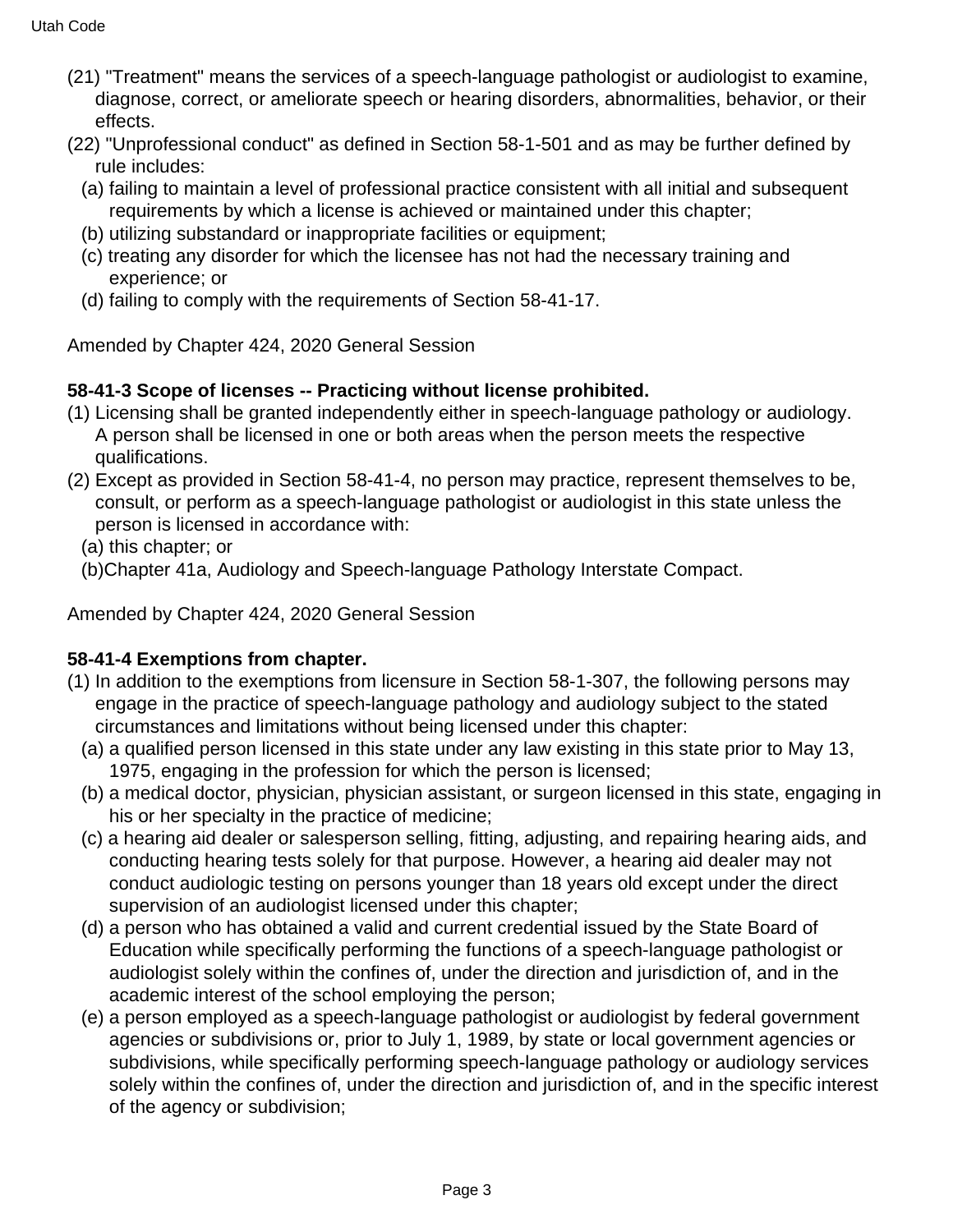(21) "Treatment" means the services of a speech-language pathologist or audiologist to examine, diagnose, correct, or ameliorate speech or hearing disorders, abnormalities, behavior, or their effects.

(22) "Unprofessional conduct" as defined in Section 58-1-501 and as may be further defined by rule includes:

(a) failing to maintain a level of professional practice consistent with all initial and subsequent requirements by which a license is achieved or maintained under this chapter;

(b) utilizing substandard or inappropriate facilities or equipment;

(c) treating any disorder for which the licensee has not had the necessary training and experience; or

(d) failing to comply with the requirements of Section 58-41-17.

Amended by Chapter 424, 2020 General Session

**58-41-3 Scope of licenses -- Practicing without license prohibited.**

(1) Licensing shall be granted independently either in speech-language pathology or audiology. A person shall be licensed in one or both areas when the person meets the respective qualifications.

(2) Except as provided in Section 58-41-4, no person may practice, represent themselves to be, consult, or perform as a speech-language pathologist or audiologist in this state unless the person is licensed in accordance with:

(a) this chapter; or

(b)Chapter 41a, Audiology and Speech-language Pathology Interstate Compact.

Amended by Chapter 424, 2020 General Session

**58-41-4 Exemptions from chapter.**

(1) In addition to the exemptions from licensure in Section 58-1-307, the following persons may engage in the practice of speech-language pathology and audiology subject to the stated circumstances and limitations without being licensed under this chapter:

(a) a qualified person licensed in this state under any law existing in this state prior to May 13, 1975, engaging in the profession for which the person is licensed;

(b) a medical doctor, physician, physician assistant, or surgeon licensed in this state, engaging in his or her specialty in the practice of medicine;

(c) a hearing aid dealer or salesperson selling, fitting, adjusting, and repairing hearing aids, and conducting hearing tests solely for that purpose. However, a hearing aid dealer may not conduct audiologic testing on persons younger than 18 years old except under the direct supervision of an audiologist licensed under this chapter;

(d) a person who has obtained a valid and current credential issued by the State Board of Education while specifically performing the functions of a speech-language pathologist or audiologist solely within the confines of, under the direction and jurisdiction of, and in the academic interest of the school employing the person;

(e) a person employed as a speech-language pathologist or audiologist by federal government agencies or subdivisions or, prior to July 1, 1989, by state or local government agencies or subdivisions, while specifically performing speech-language pathology or audiology services solely within the confines of, under the direction and jurisdiction of, and in the specific interest of the agency or subdivision;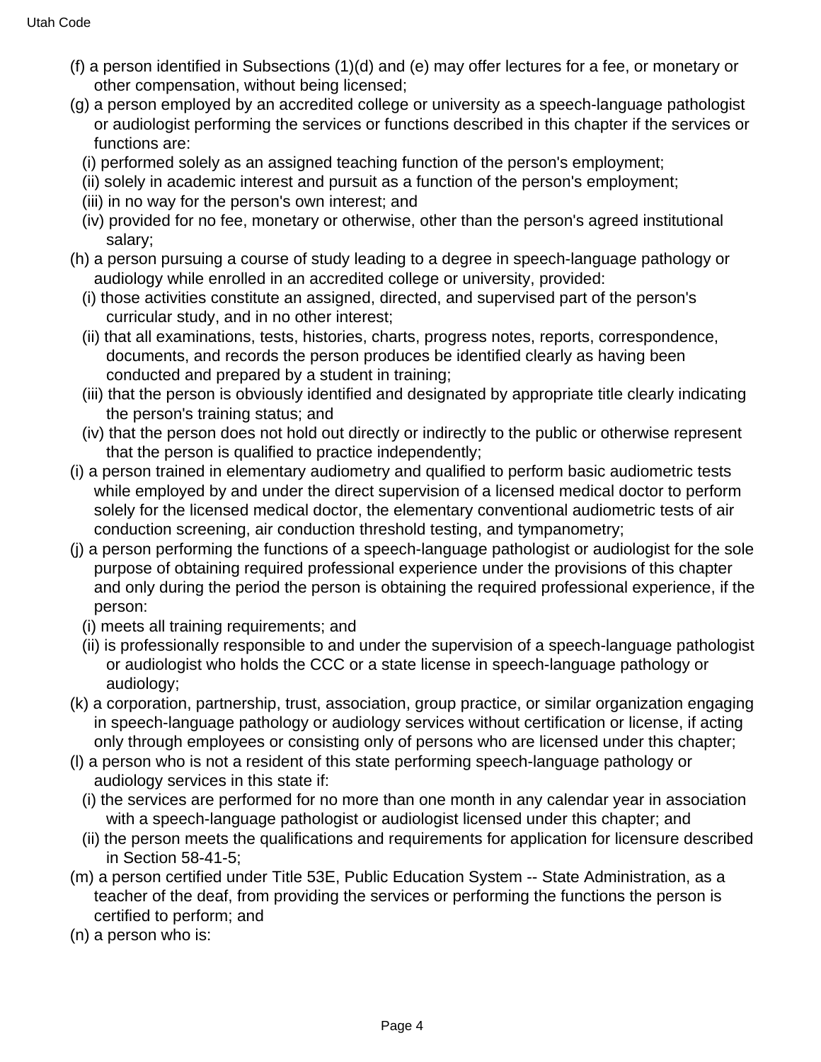(f) a person identified in Subsections (1)(d) and (e) may offer lectures for a fee, or monetary or other compensation, without being licensed;

(g) a person employed by an accredited college or university as a speech-language pathologist or audiologist performing the services or functions described in this chapter if the services or functions are:

(i) performed solely as an assigned teaching function of the person's employment;

(ii) solely in academic interest and pursuit as a function of the person's employment;

(iii) in no way for the person's own interest; and

(iv) provided for no fee, monetary or otherwise, other than the person's agreed institutional salary;

(h) a person pursuing a course of study leading to a degree in speech-language pathology or audiology while enrolled in an accredited college or university, provided:

(i) those activities constitute an assigned, directed, and supervised part of the person's curricular study, and in no other interest;

(ii) that all examinations, tests, histories, charts, progress notes, reports, correspondence, documents, and records the person produces be identified clearly as having been conducted and prepared by a student in training;

(iii) that the person is obviously identified and designated by appropriate title clearly indicating the person's training status; and

(iv) that the person does not hold out directly or indirectly to the public or otherwise represent that the person is qualified to practice independently;

(i) a person trained in elementary audiometry and qualified to perform basic audiometric tests while employed by and under the direct supervision of a licensed medical doctor to perform solely for the licensed medical doctor, the elementary conventional audiometric tests of air conduction screening, air conduction threshold testing, and tympanometry;

(j) a person performing the functions of a speech-language pathologist or audiologist for the sole purpose of obtaining required professional experience under the provisions of this chapter and only during the period the person is obtaining the required professional experience, if the person:

(i) meets all training requirements; and

(ii) is professionally responsible to and under the supervision of a speech-language pathologist or audiologist who holds the CCC or a state license in speech-language pathology or audiology;

(k) a corporation, partnership, trust, association, group practice, or similar organization engaging in speech-language pathology or audiology services without certification or license, if acting only through employees or consisting only of persons who are licensed under this chapter;

(l) a person who is not a resident of this state performing speech-language pathology or audiology services in this state if:

(i) the services are performed for no more than one month in any calendar year in association with a speech-language pathologist or audiologist licensed under this chapter; and

(ii) the person meets the qualifications and requirements for application for licensure described in Section 58-41-5;

(m) a person certified under Title 53E, Public Education System -- State Administration, as a teacher of the deaf, from providing the services or performing the functions the person is certified to perform; and

(n) a person who is: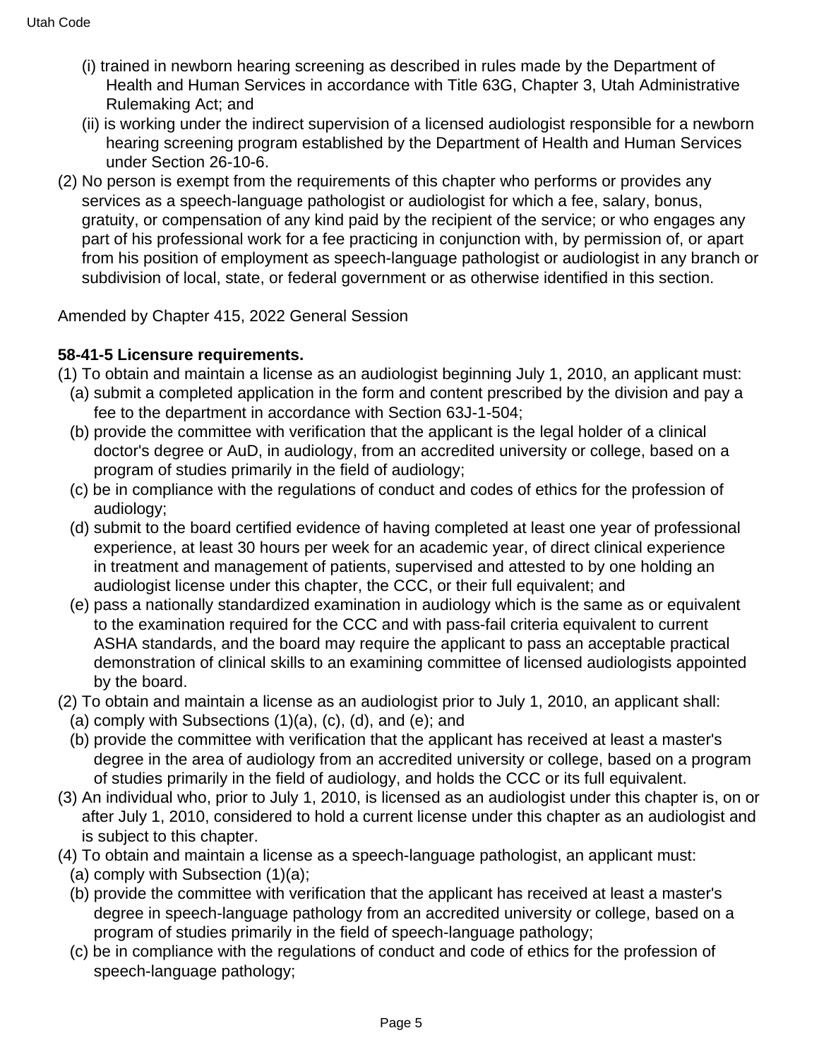(i) trained in newborn hearing screening as described in rules made by the Department of Health and Human Services in accordance with Title 63G, Chapter 3, Utah Administrative Rulemaking Act; and

(ii) is working under the indirect supervision of a licensed audiologist responsible for a newborn hearing screening program established by the Department of Health and Human Services under Section 26-10-6.

(2) No person is exempt from the requirements of this chapter who performs or provides any services as a speech-language pathologist or audiologist for which a fee, salary, bonus, gratuity, or compensation of any kind paid by the recipient of the service; or who engages any part of his professional work for a fee practicing in conjunction with, by permission of, or apart from his position of employment as speech-language pathologist or audiologist in any branch or subdivision of local, state, or federal government or as otherwise identified in this section.

Amended by Chapter 415, 2022 General Session

**58-41-5 Licensure requirements.**

(1) To obtain and maintain a license as an audiologist beginning July 1, 2010, an applicant must:

(a) submit a completed application in the form and content prescribed by the division and pay a fee to the department in accordance with Section 63J-1-504;

(b) provide the committee with verification that the applicant is the legal holder of a clinical doctor's degree or AuD, in audiology, from an accredited university or college, based on a program of studies primarily in the field of audiology;

(c) be in compliance with the regulations of conduct and codes of ethics for the profession of audiology;

(d) submit to the board certified evidence of having completed at least one year of professional experience, at least 30 hours per week for an academic year, of direct clinical experience in treatment and management of patients, supervised and attested to by one holding an audiologist license under this chapter, the CCC, or their full equivalent; and

(e) pass a nationally standardized examination in audiology which is the same as or equivalent to the examination required for the CCC and with pass-fail criteria equivalent to current ASHA standards, and the board may require the applicant to pass an acceptable practical demonstration of clinical skills to an examining committee of licensed audiologists appointed by the board.

(2) To obtain and maintain a license as an audiologist prior to July 1, 2010, an applicant shall:

(a) comply with Subsections (1)(a), (c), (d), and (e); and

(b) provide the committee with verification that the applicant has received at least a master's degree in the area of audiology from an accredited university or college, based on a program of studies primarily in the field of audiology, and holds the CCC or its full equivalent.

(3) An individual who, prior to July 1, 2010, is licensed as an audiologist under this chapter is, on or after July 1, 2010, considered to hold a current license under this chapter as an audiologist and is subject to this chapter.

(4) To obtain and maintain a license as a speech-language pathologist, an applicant must:

(a) comply with Subsection (1)(a);

(b) provide the committee with verification that the applicant has received at least a master's degree in speech-language pathology from an accredited university or college, based on a program of studies primarily in the field of speech-language pathology;

(c) be in compliance with the regulations of conduct and code of ethics for the profession of speech-language pathology;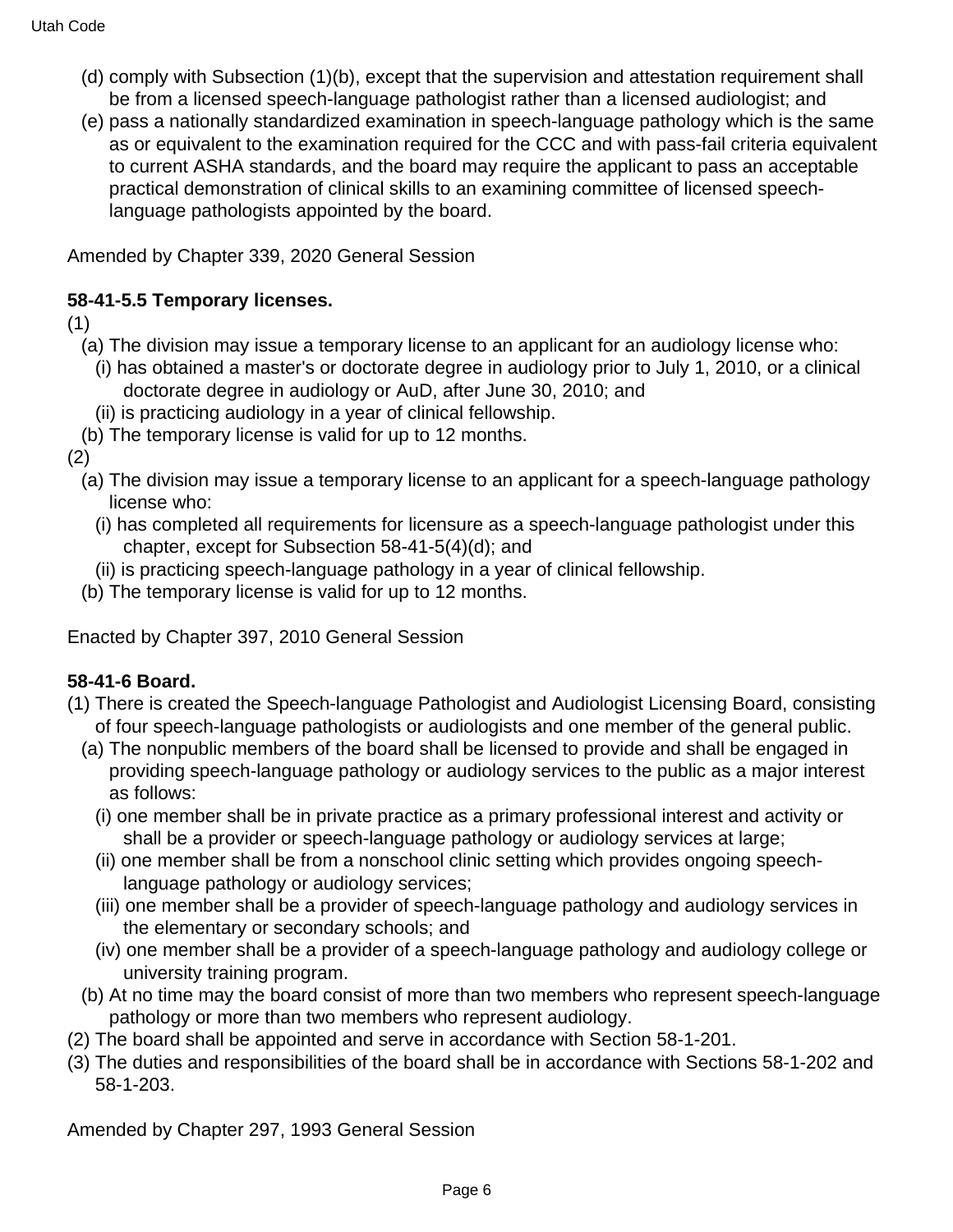- (d) comply with Subsection (1)(b), except that the supervision and attestation requirement shall be from a licensed speech-language pathologist rather than a licensed audiologist; and
- (e) pass a nationally standardized examination in speech-language pathology which is the same as or equivalent to the examination required for the CCC and with pass-fail criteria equivalent to current ASHA standards, and the board may require the applicant to pass an acceptable practical demonstration of clinical skills to an examining committee of licensed speech-language pathologists appointed by the board.

Amended by Chapter 339, 2020 General Session

**58-41-5.5 Temporary licenses.**

(1)

- (a) The division may issue a temporary license to an applicant for an audiology license who:
  - (i) has obtained a master's or doctorate degree in audiology prior to July 1, 2010, or a clinical doctorate degree in audiology or AuD, after June 30, 2010; and
  - (ii) is practicing audiology in a year of clinical fellowship.
- (b) The temporary license is valid for up to 12 months.

(2)

- (a) The division may issue a temporary license to an applicant for a speech-language pathology license who:
  - (i) has completed all requirements for licensure as a speech-language pathologist under this chapter, except for Subsection 58-41-5(4)(d); and
  - (ii) is practicing speech-language pathology in a year of clinical fellowship.
- (b) The temporary license is valid for up to 12 months.

Enacted by Chapter 397, 2010 General Session

**58-41-6 Board.**

(1) There is created the Speech-language Pathologist and Audiologist Licensing Board, consisting of four speech-language pathologists or audiologists and one member of the general public.

- (a) The nonpublic members of the board shall be licensed to provide and shall be engaged in providing speech-language pathology or audiology services to the public as a major interest as follows:
  - (i) one member shall be in private practice as a primary professional interest and activity or shall be a provider or speech-language pathology or audiology services at large;
  - (ii) one member shall be from a nonschool clinic setting which provides ongoing speech-language pathology or audiology services;
  - (iii) one member shall be a provider of speech-language pathology and audiology services in the elementary or secondary schools; and
  - (iv) one member shall be a provider of a speech-language pathology and audiology college or university training program.
- (b) At no time may the board consist of more than two members who represent speech-language pathology or more than two members who represent audiology.

(2) The board shall be appointed and serve in accordance with Section 58-1-201.

(3) The duties and responsibilities of the board shall be in accordance with Sections 58-1-202 and 58-1-203.

Amended by Chapter 297, 1993 General Session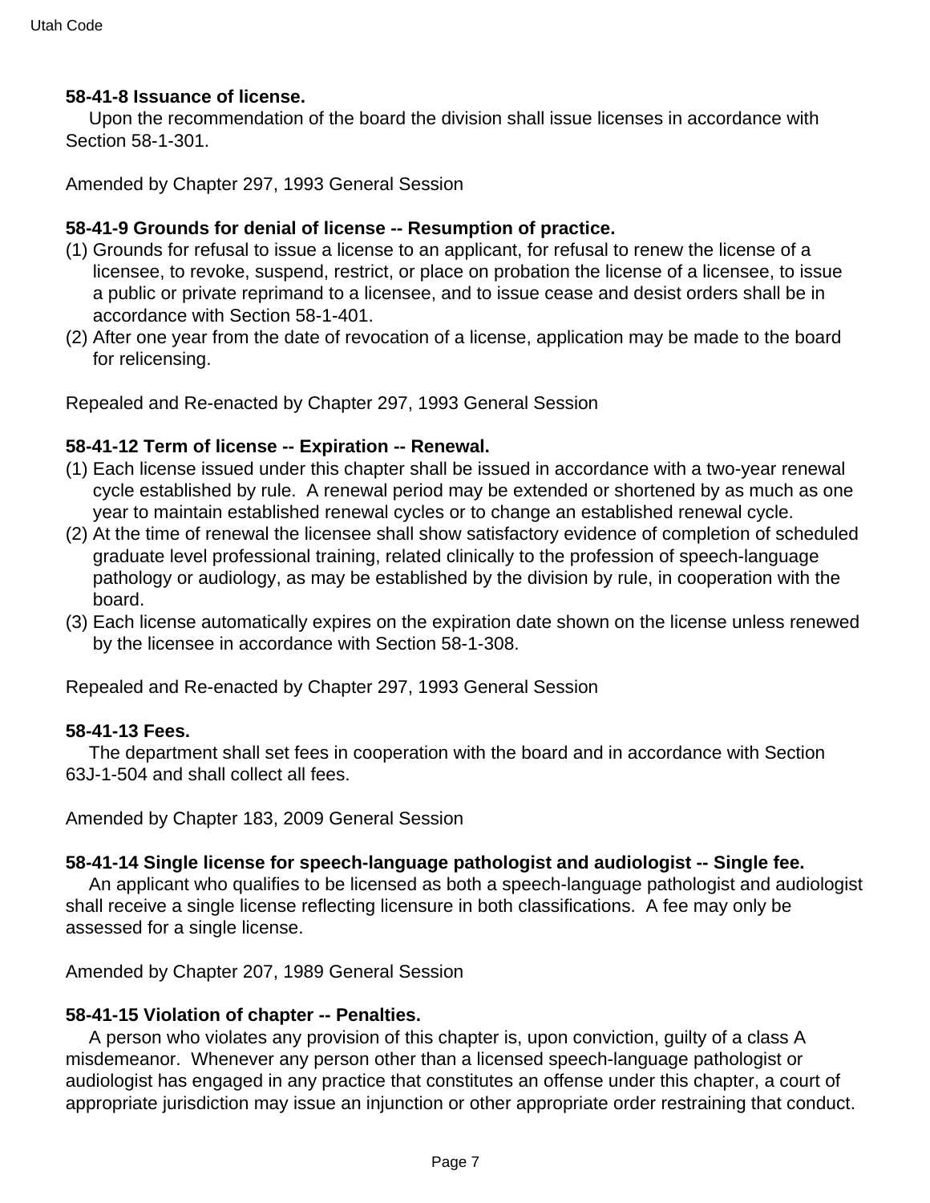**58-41-8 Issuance of license.**

Upon the recommendation of the board the division shall issue licenses in accordance with Section 58-1-301.

Amended by Chapter 297, 1993 General Session

**58-41-9 Grounds for denial of license -- Resumption of practice.**

(1) Grounds for refusal to issue a license to an applicant, for refusal to renew the license of a licensee, to revoke, suspend, restrict, or place on probation the license of a licensee, to issue a public or private reprimand to a licensee, and to issue cease and desist orders shall be in accordance with Section 58-1-401.

(2) After one year from the date of revocation of a license, application may be made to the board for relicensing.

Repealed and Re-enacted by Chapter 297, 1993 General Session

**58-41-12 Term of license -- Expiration -- Renewal.**

(1) Each license issued under this chapter shall be issued in accordance with a two-year renewal cycle established by rule. A renewal period may be extended or shortened by as much as one year to maintain established renewal cycles or to change an established renewal cycle.

(2) At the time of renewal the licensee shall show satisfactory evidence of completion of scheduled graduate level professional training, related clinically to the profession of speech-language pathology or audiology, as may be established by the division by rule, in cooperation with the board.

(3) Each license automatically expires on the expiration date shown on the license unless renewed by the licensee in accordance with Section 58-1-308.

Repealed and Re-enacted by Chapter 297, 1993 General Session

**58-41-13 Fees.**

The department shall set fees in cooperation with the board and in accordance with Section 63J-1-504 and shall collect all fees.

Amended by Chapter 183, 2009 General Session

**58-41-14 Single license for speech-language pathologist and audiologist -- Single fee.**

An applicant who qualifies to be licensed as both a speech-language pathologist and audiologist shall receive a single license reflecting licensure in both classifications. A fee may only be assessed for a single license.

Amended by Chapter 207, 1989 General Session

**58-41-15 Violation of chapter -- Penalties.**

A person who violates any provision of this chapter is, upon conviction, guilty of a class A misdemeanor. Whenever any person other than a licensed speech-language pathologist or audiologist has engaged in any practice that constitutes an offense under this chapter, a court of appropriate jurisdiction may issue an injunction or other appropriate order restraining that conduct.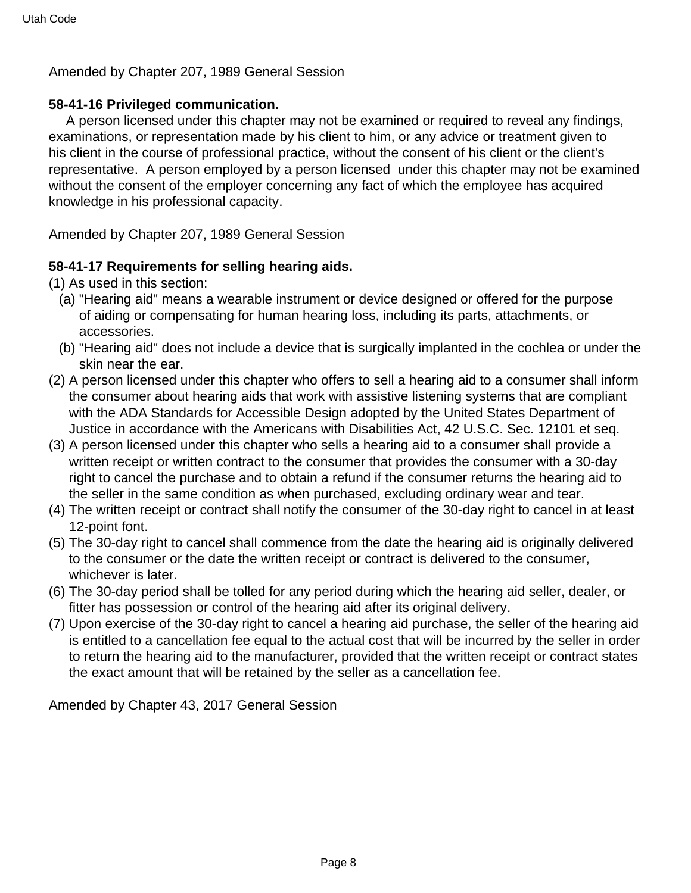Amended by Chapter 207, 1989 General Session

**58-41-16 Privileged communication.**

A person licensed under this chapter may not be examined or required to reveal any findings, examinations, or representation made by his client to him, or any advice or treatment given to his client in the course of professional practice, without the consent of his client or the client's representative. A person employed by a person licensed under this chapter may not be examined without the consent of the employer concerning any fact of which the employee has acquired knowledge in his professional capacity.

Amended by Chapter 207, 1989 General Session

**58-41-17 Requirements for selling hearing aids.**

(1) As used in this section:

(a) "Hearing aid" means a wearable instrument or device designed or offered for the purpose of aiding or compensating for human hearing loss, including its parts, attachments, or accessories.

(b) "Hearing aid" does not include a device that is surgically implanted in the cochlea or under the skin near the ear.

(2) A person licensed under this chapter who offers to sell a hearing aid to a consumer shall inform the consumer about hearing aids that work with assistive listening systems that are compliant with the ADA Standards for Accessible Design adopted by the United States Department of Justice in accordance with the Americans with Disabilities Act, 42 U.S.C. Sec. 12101 et seq.

(3) A person licensed under this chapter who sells a hearing aid to a consumer shall provide a written receipt or written contract to the consumer that provides the consumer with a 30-day right to cancel the purchase and to obtain a refund if the consumer returns the hearing aid to the seller in the same condition as when purchased, excluding ordinary wear and tear.

(4) The written receipt or contract shall notify the consumer of the 30-day right to cancel in at least 12-point font.

(5) The 30-day right to cancel shall commence from the date the hearing aid is originally delivered to the consumer or the date the written receipt or contract is delivered to the consumer, whichever is later.

(6) The 30-day period shall be tolled for any period during which the hearing aid seller, dealer, or fitter has possession or control of the hearing aid after its original delivery.

(7) Upon exercise of the 30-day right to cancel a hearing aid purchase, the seller of the hearing aid is entitled to a cancellation fee equal to the actual cost that will be incurred by the seller in order to return the hearing aid to the manufacturer, provided that the written receipt or contract states the exact amount that will be retained by the seller as a cancellation fee.

Amended by Chapter 43, 2017 General Session